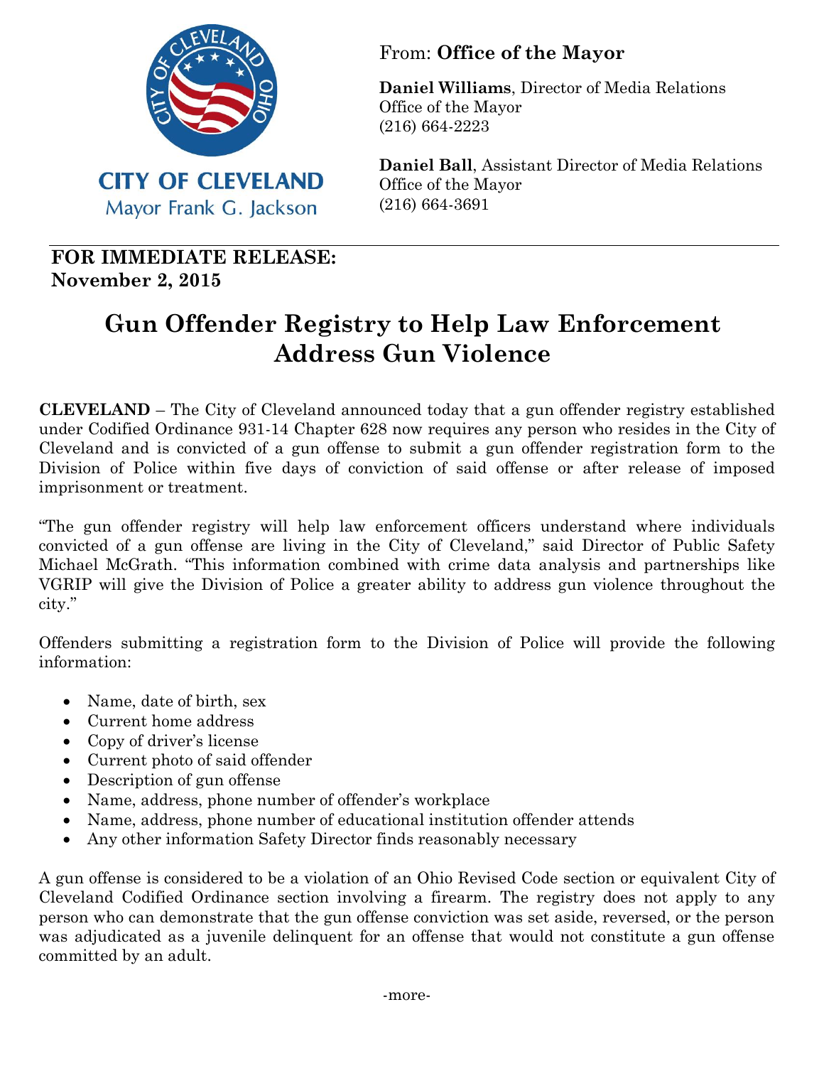CITY OF CLEVELAND
Mayor Frank G. Jackson

From: **Office of the Mayor**

**Daniel Williams**, Director of Media Relations
Office of the Mayor
(216) 664-2223

**Daniel Ball**, Assistant Director of Media Relations
Office of the Mayor
(216) 664-3691

---

**FOR IMMEDIATE RELEASE:**
**November 2, 2015**

# Gun Offender Registry to Help Law Enforcement Address Gun Violence

**CLEVELAND** – The City of Cleveland announced today that a gun offender registry established under Codified Ordinance 931-14 Chapter 628 now requires any person who resides in the City of Cleveland and is convicted of a gun offense to submit a gun offender registration form to the Division of Police within five days of conviction of said offense or after release of imposed imprisonment or treatment.

"The gun offender registry will help law enforcement officers understand where individuals convicted of a gun offense are living in the City of Cleveland," said Director of Public Safety Michael McGrath. "This information combined with crime data analysis and partnerships like VGRIP will give the Division of Police a greater ability to address gun violence throughout the city."

Offenders submitting a registration form to the Division of Police will provide the following information:

- Name, date of birth, sex
- Current home address
- Copy of driver's license
- Current photo of said offender
- Description of gun offense
- Name, address, phone number of offender's workplace
- Name, address, phone number of educational institution offender attends
- Any other information Safety Director finds reasonably necessary

A gun offense is considered to be a violation of an Ohio Revised Code section or equivalent City of Cleveland Codified Ordinance section involving a firearm. The registry does not apply to any person who can demonstrate that the gun offense conviction was set aside, reversed, or the person was adjudicated as a juvenile delinquent for an offense that would not constitute a gun offense committed by an adult.

-more-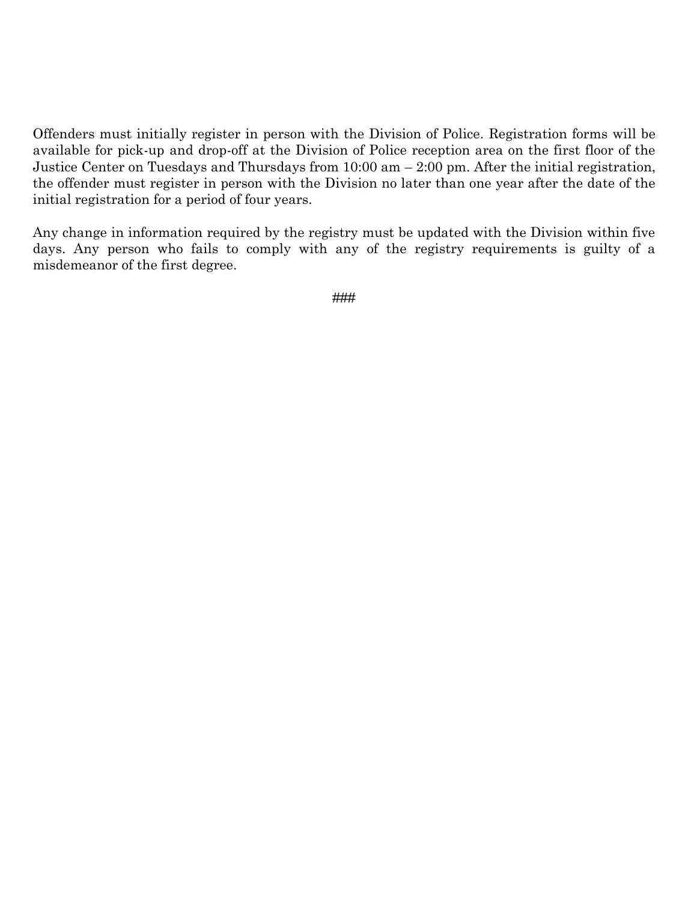Offenders must initially register in person with the Division of Police. Registration forms will be available for pick-up and drop-off at the Division of Police reception area on the first floor of the Justice Center on Tuesdays and Thursdays from 10:00 am – 2:00 pm. After the initial registration, the offender must register in person with the Division no later than one year after the date of the initial registration for a period of four years.

Any change in information required by the registry must be updated with the Division within five days. Any person who fails to comply with any of the registry requirements is guilty of a misdemeanor of the first degree.

###